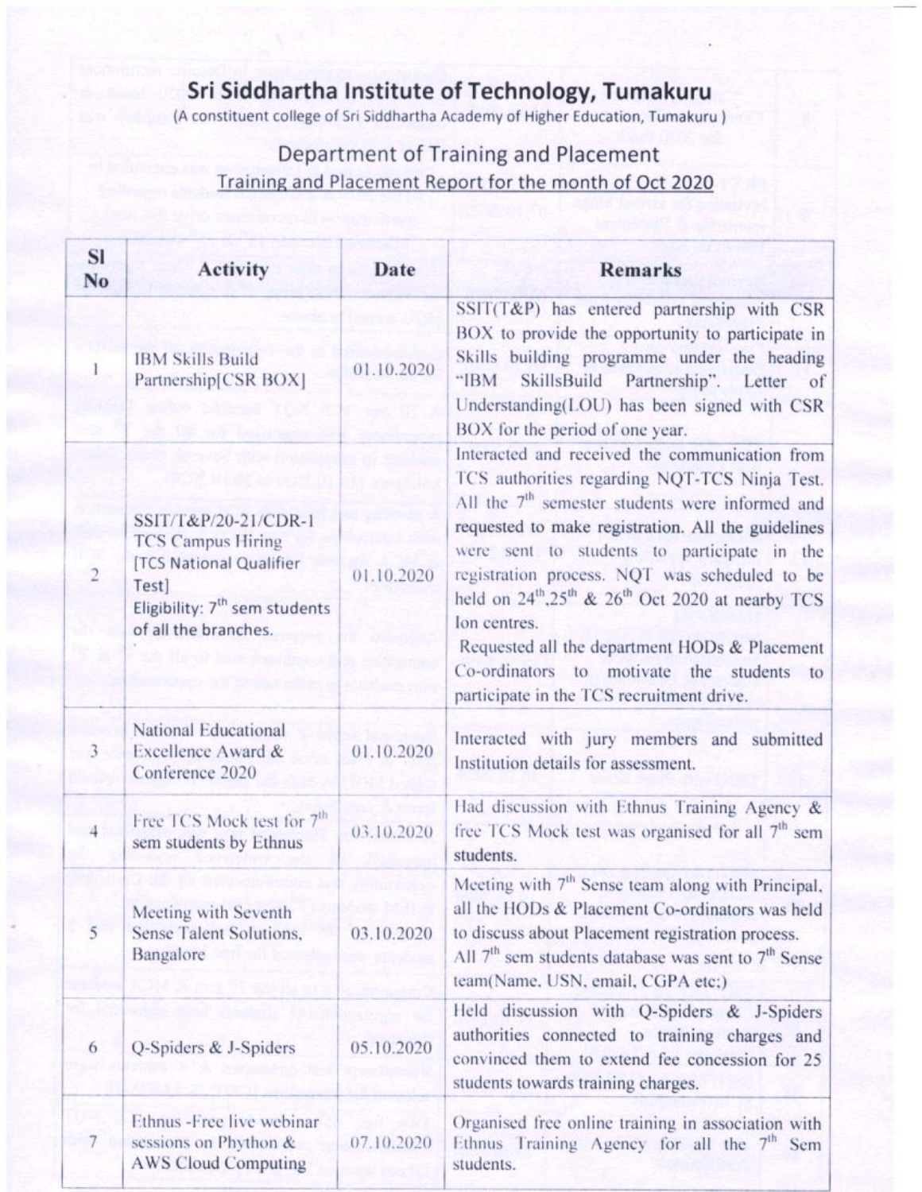# Sri Siddhartha Institute of Technology, Tumakuru

(A constituent college of Sri Siddhartha Academy of Higher Education, Tumakuru )

## Department of Training and Placement

### Training and Placement Report for the month of Oct 2020

| Sl No | Activity | Date | Remarks |
|---|---|---|---|
| 1 | IBM Skills Build Partnership[CSR BOX] | 01.10.2020 | SSIT(T&P) has entered partnership with CSR BOX to provide the opportunity to participate in Skills building programme under the heading "IBM SkillsBuild Partnership". Letter of Understanding(LOU) has been signed with CSR BOX for the period of one year. |
| 2 | SSIT/T&P/20-21/CDR-1 TCS Campus Hiring [TCS National Qualifier Test] Eligibility: 7th sem students of all the branches. | 01.10.2020 | Interacted and received the communication from TCS authorities regarding NQT-TCS Ninja Test. All the 7th semester students were informed and requested to make registration. All the guidelines were sent to students to participate in the registration process. NQT was scheduled to be held on 24th,25th & 26th Oct 2020 at nearby TCS Ion centres. Requested all the department HODs & Placement Co-ordinators to motivate the students to participate in the TCS recruitment drive. |
| 3 | National Educational Excellence Award & Conference 2020 | 01.10.2020 | Interacted with jury members and submitted Institution details for assessment. |
| 4 | Free TCS Mock test for 7th sem students by Ethnus | 03.10.2020 | Had discussion with Ethnus Training Agency & free TCS Mock test was organised for all 7th sem students. |
| 5 | Meeting with Seventh Sense Talent Solutions, Bangalore | 03.10.2020 | Meeting with 7th Sense team along with Principal, all the HODs & Placement Co-ordinators was held to discuss about Placement registration process. All 7th sem students database was sent to 7th Sense team(Name. USN, email, CGPA etc:) |
| 6 | Q-Spiders & J-Spiders | 05.10.2020 | Held discussion with Q-Spiders & J-Spiders authorities connected to training charges and convinced them to extend fee concession for 25 students towards training charges. |
| 7 | Ethnus -Free live webinar sessions on Phython & AWS Cloud Computing | 07.10.2020 | Organised free online training in association with Ethnus Training Agency for all the 7th Sem students. |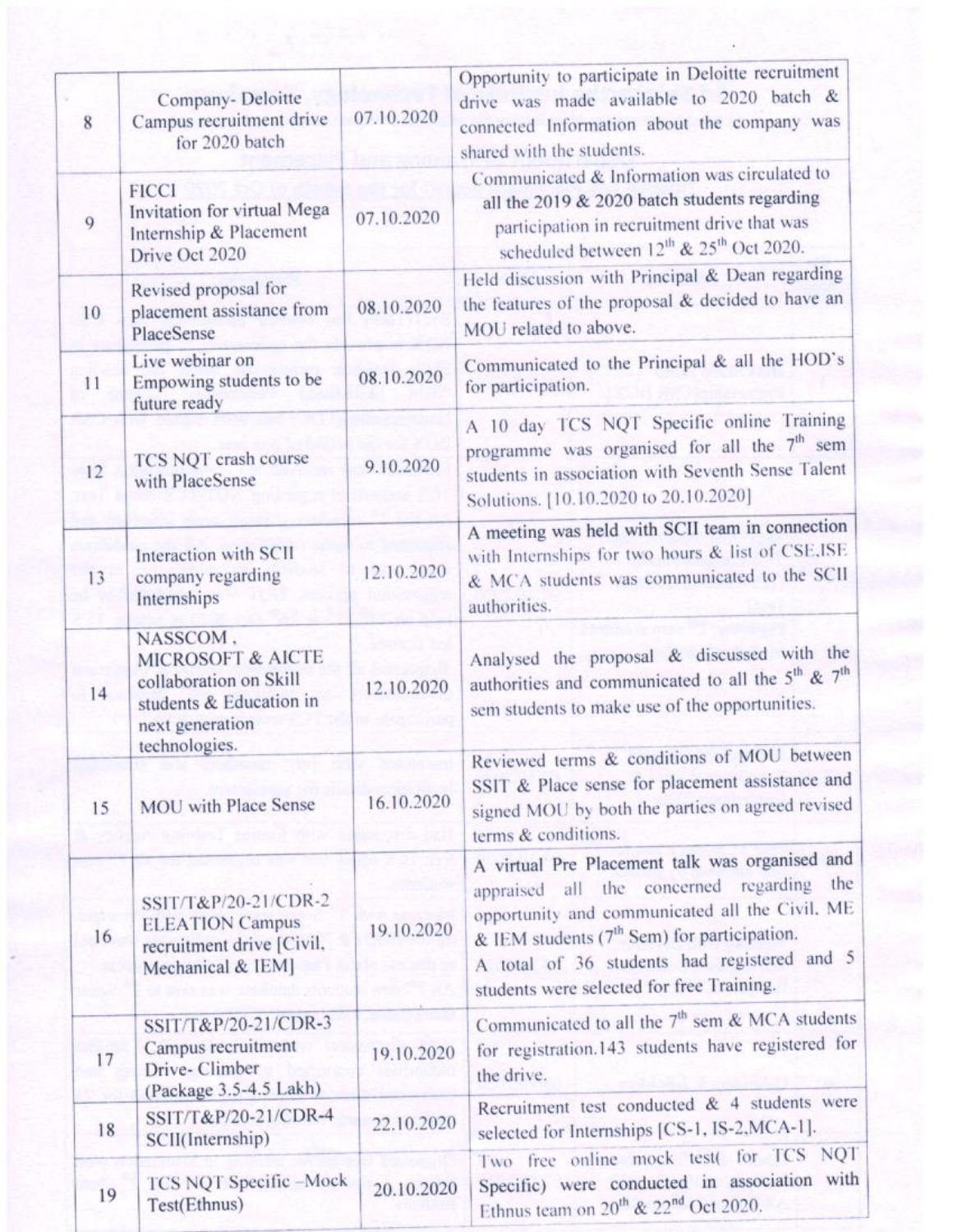| 8 | Company- Deloitte Campus recruitment drive for 2020 batch | 07.10.2020 | Opportunity to participate in Deloitte recruitment drive was made available to 2020 batch & connected Information about the company was shared with the students. |
|---|---|---|---|
| 9 | FICCI Invitation for virtual Mega Internship & Placement Drive Oct 2020 | 07.10.2020 | Communicated & Information was circulated to all the 2019 & 2020 batch students regarding participation in recruitment drive that was scheduled between 12th & 25th Oct 2020. |
| 10 | Revised proposal for placement assistance from PlaceSense | 08.10.2020 | Held discussion with Principal & Dean regarding the features of the proposal & decided to have an MOU related to above. |
| 11 | Live webinar on Empowing students to be future ready | 08.10.2020 | Communicated to the Principal & all the HOD's for participation. |
| 12 | TCS NQT crash course with PlaceSense | 9.10.2020 | A 10 day TCS NQT Specific online Training programme was organised for all the 7th sem students in association with Seventh Sense Talent Solutions. [10.10.2020 to 20.10.2020] |
| 13 | Interaction with SCII company regarding Internships | 12.10.2020 | A meeting was held with SCII team in connection with Internships for two hours & list of CSE,ISE & MCA students was communicated to the SCII authorities. |
| 14 | NASSCOM, MICROSOFT & AICTE collaboration on Skill students & Education in next generation technologies. | 12.10.2020 | Analysed the proposal & discussed with the authorities and communicated to all the 5th & 7th sem students to make use of the opportunities. |
| 15 | MOU with Place Sense | 16.10.2020 | Reviewed terms & conditions of MOU between SSIT & Place sense for placement assistance and signed MOU by both the parties on agreed revised terms & conditions. |
| 16 | SSIT/T&P/20-21/CDR-2 ELEATION Campus recruitment drive [Civil, Mechanical & IEM] | 19.10.2020 | A virtual Pre Placement talk was organised and appraised all the concerned regarding the opportunity and communicated all the Civil, ME & IEM students (7th Sem) for participation. A total of 36 students had registered and 5 students were selected for free Training. |
| 17 | SSIT/T&P/20-21/CDR-3 Campus recruitment Drive- Climber (Package 3.5-4.5 Lakh) | 19.10.2020 | Communicated to all the 7th sem & MCA students for registration.143 students have registered for the drive. |
| 18 | SSIT/T&P/20-21/CDR-4 SCII(Internship) | 22.10.2020 | Recruitment test conducted & 4 students were selected for Internships [CS-1, IS-2, MCA-1]. |
| 19 | TCS NQT Specific -Mock Test(Ethnus) | 20.10.2020 | Two free online mock test( for TCS NQT Specific) were conducted in association with Ethnus team on 20th & 22nd Oct 2020. |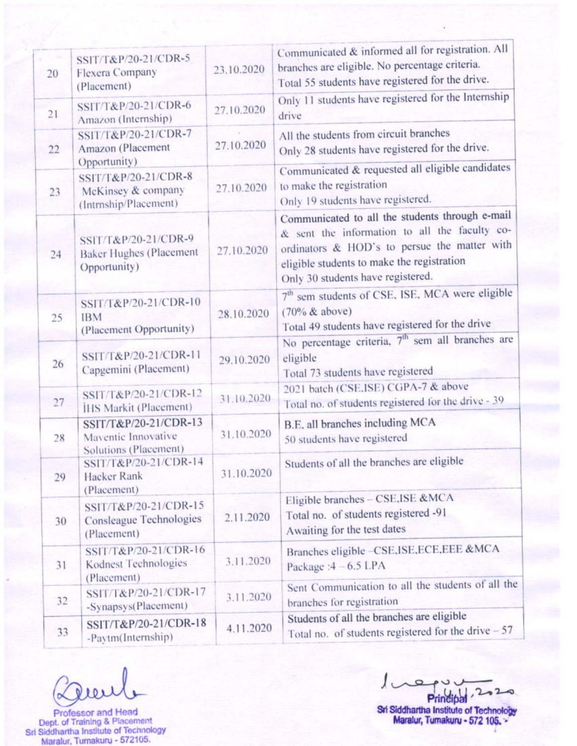| | | | |
|---|---|---|---|
| 20 | SSIT/T&P/20-21/CDR-5 Flexera Company (Placement) | 23.10.2020 | Communicated & informed all for registration. All branches are eligible. No percentage criteria. Total 55 students have registered for the drive. |
| 21 | SSIT/T&P/20-21/CDR-6 Amazon (Internship) | 27.10.2020 | Only 11 students have registered for the Internship drive |
| 22 | SSIT/T&P/20-21/CDR-7 Amazon (Placement Opportunity) | 27.10.2020 | All the students from circuit branches Only 28 students have registered for the drive. |
| 23 | SSIT/T&P/20-21/CDR-8 McKinsey & company (Intrnship/Placement) | 27.10.2020 | Communicated & requested all eligible candidates to make the registration Only 19 students have registered. |
| 24 | SSIT/T&P/20-21/CDR-9 Baker Hughes (Placement Opportunity) | 27.10.2020 | Communicated to all the students through e-mail & sent the information to all the faculty co-ordinators & HOD's to persue the matter with eligible students to make the registration Only 30 students have registered. |
| 25 | SSIT/T&P/20-21/CDR-10 IBM (Placement Opportunity) | 28.10.2020 | 7th sem students of CSE, ISE, MCA were eligible (70% & above) Total 49 students have registered for the drive |
| 26 | SSIT/T&P/20-21/CDR-11 Capgemini (Placement) | 29.10.2020 | No percentage criteria. 7th sem all branches are eligible Total 73 students have registered |
| 27 | SSIT/T&P/20-21/CDR-12 IHS Markit (Placement) | 31.10.2020 | 2021 batch (CSE,ISE) CGPA-7 & above Total no. of students registered for the drive - 39 |
| 28 | SSIT/T&P/20-21/CDR-13 Maventic Innovative Solutions (Placement) | 31.10.2020 | B.E. all branches including MCA 50 students have registered |
| 29 | SSIT/T&P/20-21/CDR-14 Hacker Rank (Placement) | 31.10.2020 | Students of all the branches are eligible |
| 30 | SSIT/T&P/20-21/CDR-15 Consleague Technologies (Placement) | 2.11.2020 | Eligible branches – CSE,ISE &MCA Total no. of students registered -91 Awaiting for the test dates |
| 31 | SSIT/T&P/20-21/CDR-16 Kodnest Technologies (Placement) | 3.11.2020 | Branches eligible –CSE,ISE,ECE,EEE &MCA Package :4 – 6.5 LPA |
| 32 | SSIT/T&P/20-21/CDR-17 -Synapsys(Placement) | 3.11.2020 | Sent Communication to all the students of all the branches for registration |
| 33 | SSIT/T&P/20-21/CDR-18 -Paytm(Internship) | 4.11.2020 | Students of all the branches are eligible Total no. of students registered for the drive – 57 |

Professor and Head
Dept. of Training & Placement
Sri Siddhartha Institute of Technology
Maralur, Tumakuru - 572105.

4.11.2020
Principal
Sri Siddhartha Institute of Technology
Maralur, Tumakuru - 572 105.